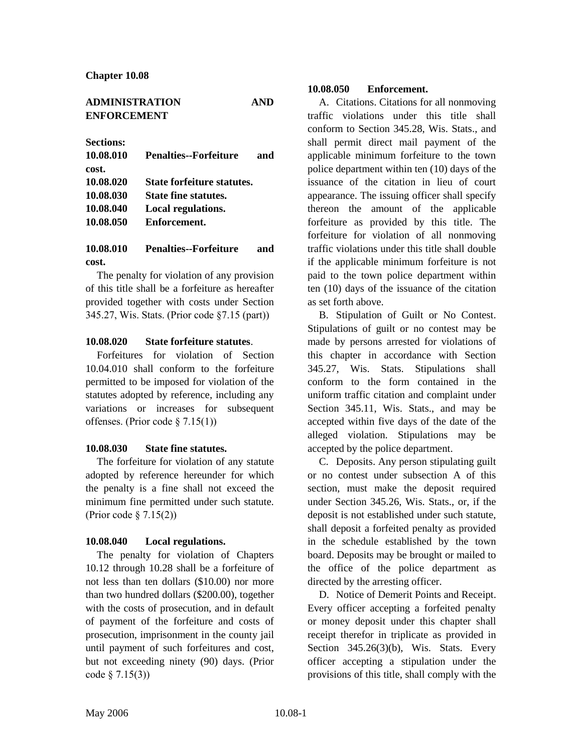**Chapter 10.08**

# ADMINISTRATION AND ENFORCEMENT

**Sections:**

**10.08.010 Penalties--Forfeiture and cost.**
**10.08.020 State forfeiture statutes.**
**10.08.030 State fine statutes.**
**10.08.040 Local regulations.**
**10.08.050 Enforcement.**

### 10.08.010 Penalties--Forfeiture and cost.

The penalty for violation of any provision of this title shall be a forfeiture as hereafter provided together with costs under Section 345.27, Wis. Stats. (Prior code §7.15 (part))

### 10.08.020 State forfeiture statutes.

Forfeitures for violation of Section 10.04.010 shall conform to the forfeiture permitted to be imposed for violation of the statutes adopted by reference, including any variations or increases for subsequent offenses. (Prior code § 7.15(1))

### 10.08.030 State fine statutes.

The forfeiture for violation of any statute adopted by reference hereunder for which the penalty is a fine shall not exceed the minimum fine permitted under such statute. (Prior code § 7.15(2))

### 10.08.040 Local regulations.

The penalty for violation of Chapters 10.12 through 10.28 shall be a forfeiture of not less than ten dollars ($10.00) nor more than two hundred dollars ($200.00), together with the costs of prosecution, and in default of payment of the forfeiture and costs of prosecution, imprisonment in the county jail until payment of such forfeitures and cost, but not exceeding ninety (90) days. (Prior code § 7.15(3))

### 10.08.050 Enforcement.

A. Citations. Citations for all nonmoving traffic violations under this title shall conform to Section 345.28, Wis. Stats., and shall permit direct mail payment of the applicable minimum forfeiture to the town police department within ten (10) days of the issuance of the citation in lieu of court appearance. The issuing officer shall specify thereon the amount of the applicable forfeiture as provided by this title. The forfeiture for violation of all nonmoving traffic violations under this title shall double if the applicable minimum forfeiture is not paid to the town police department within ten (10) days of the issuance of the citation as set forth above.

B. Stipulation of Guilt or No Contest. Stipulations of guilt or no contest may be made by persons arrested for violations of this chapter in accordance with Section 345.27, Wis. Stats. Stipulations shall conform to the form contained in the uniform traffic citation and complaint under Section 345.11, Wis. Stats., and may be accepted within five days of the date of the alleged violation. Stipulations may be accepted by the police department.

C. Deposits. Any person stipulating guilt or no contest under subsection A of this section, must make the deposit required under Section 345.26, Wis. Stats., or, if the deposit is not established under such statute, shall deposit a forfeited penalty as provided in the schedule established by the town board. Deposits may be brought or mailed to the office of the police department as directed by the arresting officer.

D. Notice of Demerit Points and Receipt. Every officer accepting a forfeited penalty or money deposit under this chapter shall receipt therefor in triplicate as provided in Section 345.26(3)(b), Wis. Stats. Every officer accepting a stipulation under the provisions of this title, shall comply with the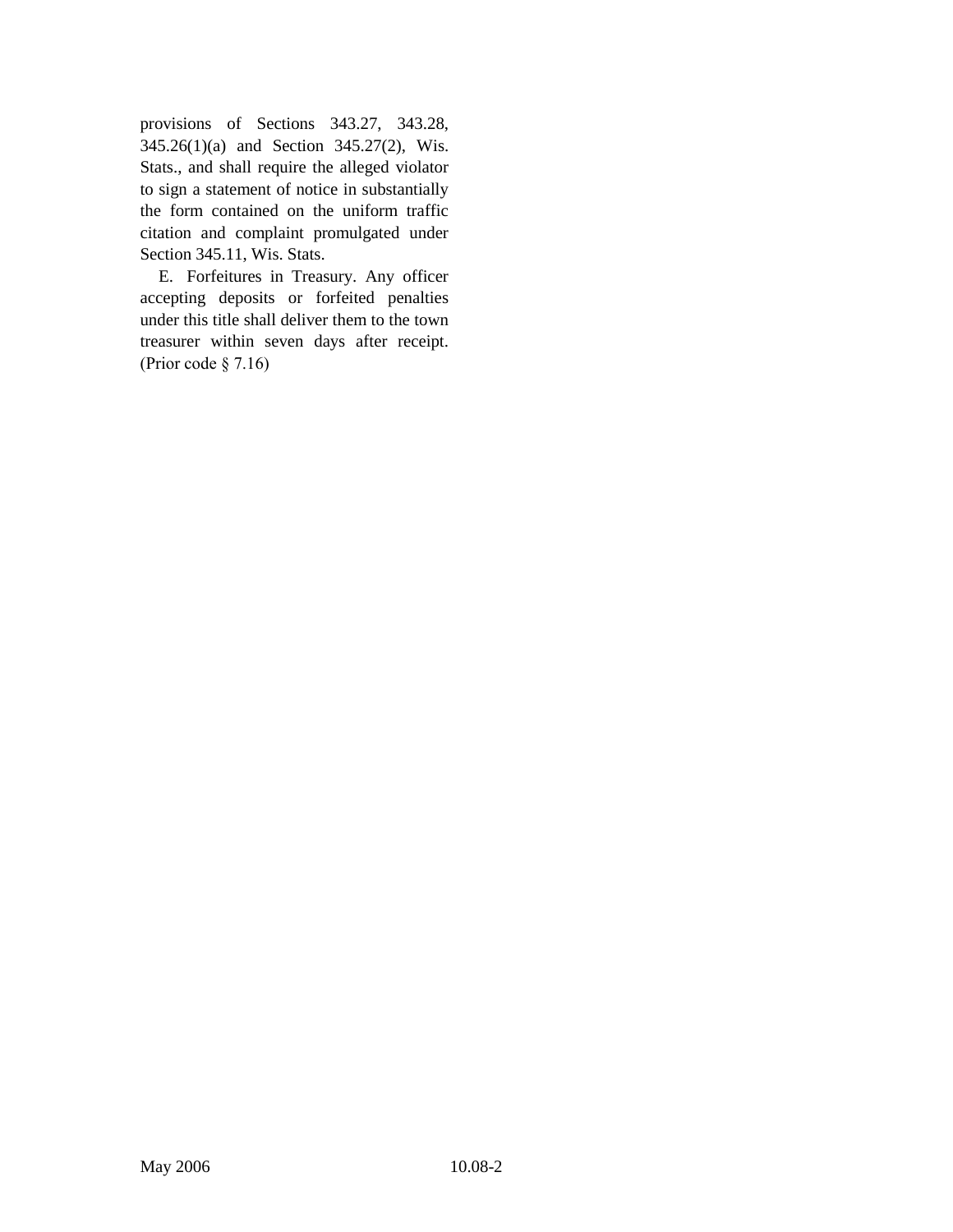provisions of Sections 343.27, 343.28, 345.26(1)(a) and Section 345.27(2), Wis. Stats., and shall require the alleged violator to sign a statement of notice in substantially the form contained on the uniform traffic citation and complaint promulgated under Section 345.11, Wis. Stats.

E. Forfeitures in Treasury. Any officer accepting deposits or forfeited penalties under this title shall deliver them to the town treasurer within seven days after receipt. (Prior code § 7.16)